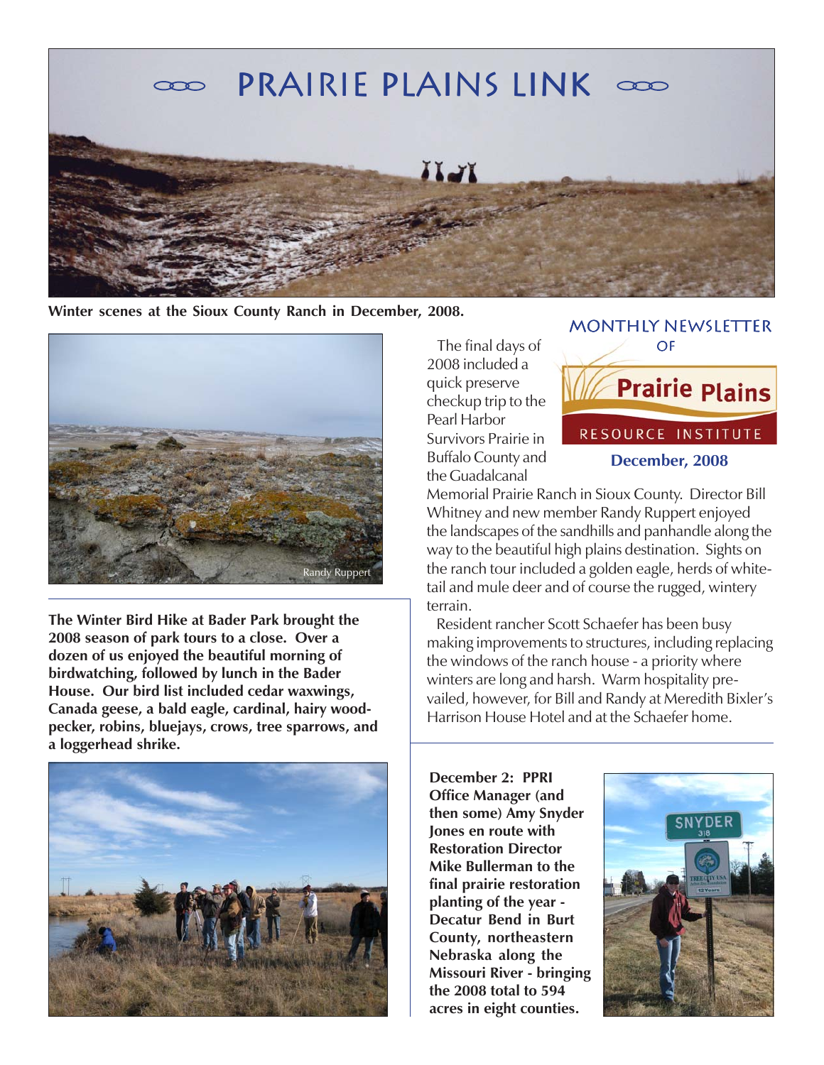# PRAIRIE PLAINS LINK

Winter scenes at the Sioux County Ranch in December, 2008.

MONTHLY NEWSLETTER OF

**Prairie Plains RESOURCE INSTITUTE**

**December, 2008**

The final days of 2008 included a quick preserve checkup trip to the Pearl Harbor Survivors Prairie in Buffalo County and the Guadalcanal Memorial Prairie Ranch in Sioux County. Director Bill Whitney and new member Randy Ruppert enjoyed the landscapes of the sandhills and panhandle along the way to the beautiful high plains destination. Sights on the ranch tour included a golden eagle, herds of white-tail and mule deer and of course the rugged, wintery terrain.

Resident rancher Scott Schaefer has been busy making improvements to structures, including replacing the windows of the ranch house - a priority where winters are long and harsh. Warm hospitality prevailed, however, for Bill and Randy at Meredith Bixler's Harrison House Hotel and at the Schaefer home.

Randy Ruppert

**The Winter Bird Hike at Bader Park brought the 2008 season of park tours to a close. Over a dozen of us enjoyed the beautiful morning of birdwatching, followed by lunch in the Bader House. Our bird list included cedar waxwings, Canada geese, a bald eagle, cardinal, hairy woodpecker, robins, bluejays, crows, tree sparrows, and a loggerhead shrike.**

**December 2: PPRI Office Manager (and then some) Amy Snyder Jones en route with Restoration Director Mike Bullerman to the final prairie restoration planting of the year - Decatur Bend in Burt County, northeastern Nebraska along the Missouri River - bringing the 2008 total to 594 acres in eight counties.**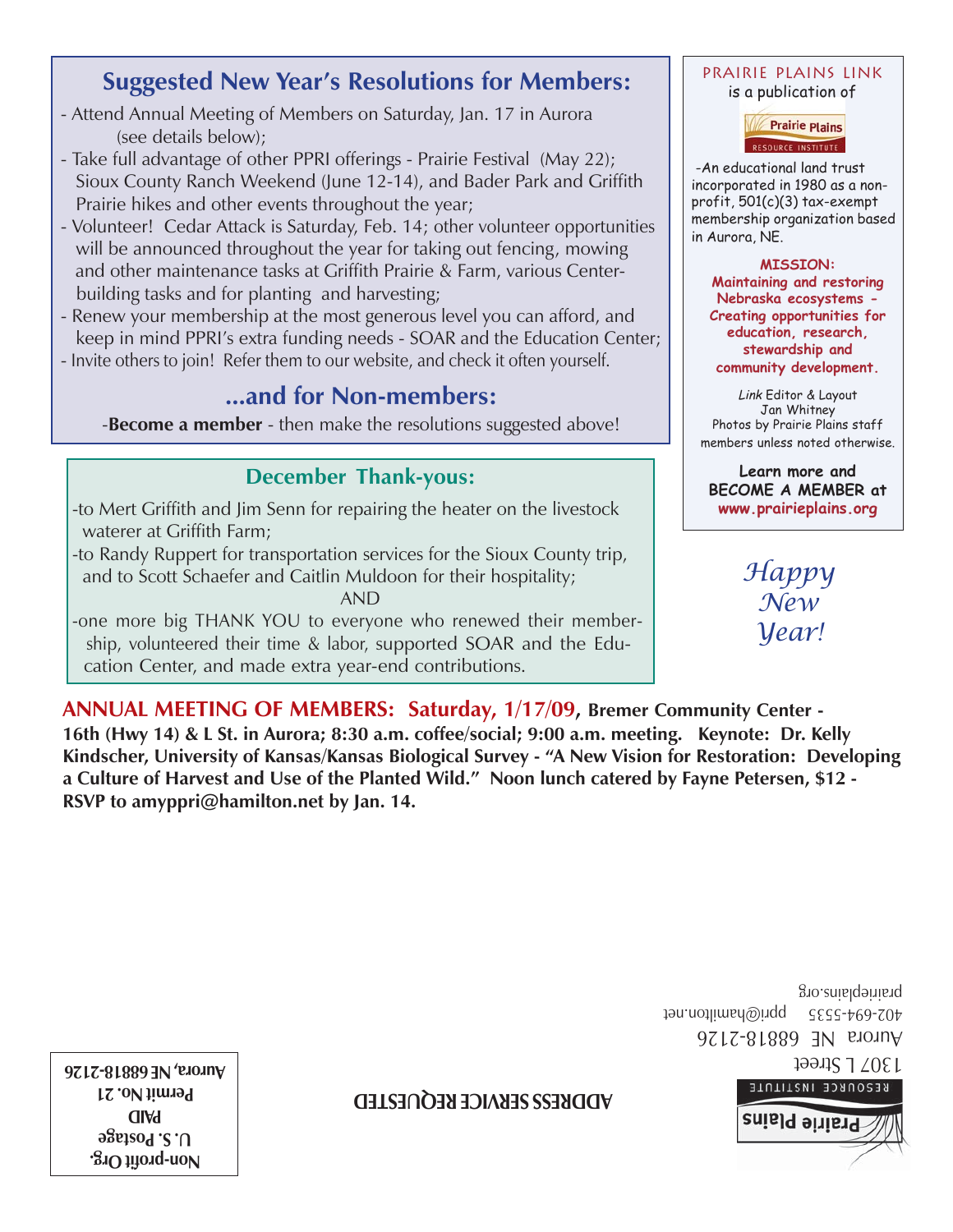## Suggested New Year's Resolutions for Members:

- Attend Annual Meeting of Members on Saturday, Jan. 17 in Aurora (see details below);
- Take full advantage of other PPRI offerings - Prairie Festival (May 22); Sioux County Ranch Weekend (June 12-14), and Bader Park and Griffith Prairie hikes and other events throughout the year;
- Volunteer! Cedar Attack is Saturday, Feb. 14; other volunteer opportunities will be announced throughout the year for taking out fencing, mowing and other maintenance tasks at Griffith Prairie & Farm, various Center-building tasks and for planting and harvesting;
- Renew your membership at the most generous level you can afford, and keep in mind PPRI's extra funding needs - SOAR and the Education Center;
- Invite others to join! Refer them to our website, and check it often yourself.

## ...and for Non-members:

-**Become a member** - then make the resolutions suggested above!

## December Thank-yous:

-to Mert Griffith and Jim Senn for repairing the heater on the livestock waterer at Griffith Farm;

-to Randy Ruppert for transportation services for the Sioux County trip, and to Scott Schaefer and Caitlin Muldoon for their hospitality;

AND

-one more big THANK YOU to everyone who renewed their membership, volunteered their time & labor, supported SOAR and the Education Center, and made extra year-end contributions.

PRAIRIE PLAINS LINK is a publication of Prairie Plains Resource Institute

-An educational land trust incorporated in 1980 as a non-profit, 501(c)(3) tax-exempt membership organization based in Aurora, NE.

**MISSION:**
**Maintaining and restoring Nebraska ecosystems - Creating opportunities for education, research, stewardship and community development.**

*Link* Editor & Layout
Jan Whitney
Photos by Prairie Plains staff members unless noted otherwise.

**Learn more and BECOME A MEMBER at www.prairieplains.org**

*Happy New Year!*

**ANNUAL MEETING OF MEMBERS: Saturday, 1/17/09, Bremer Community Center - 16th (Hwy 14) & L St. in Aurora; 8:30 a.m. coffee/social; 9:00 a.m. meeting. Keynote: Dr. Kelly Kindscher, University of Kansas/Kansas Biological Survey - "A New Vision for Restoration: Developing a Culture of Harvest and Use of the Planted Wild." Noon lunch catered by Fayne Petersen, $12 - RSVP to amyppri@hamilton.net by Jan. 14.**

Prairie Plains Resource Institute
1307 L Street
Aurora NE 68818-2126
402-694-5535 ppri@hamilton.net
prairieplains.org

**ADDRESS SERVICE REQUESTED**

**Non-profit Org.**
**U. S. Postage**
**PAID**
**Permit No. 21**
**Aurora, NE 68818-2126**